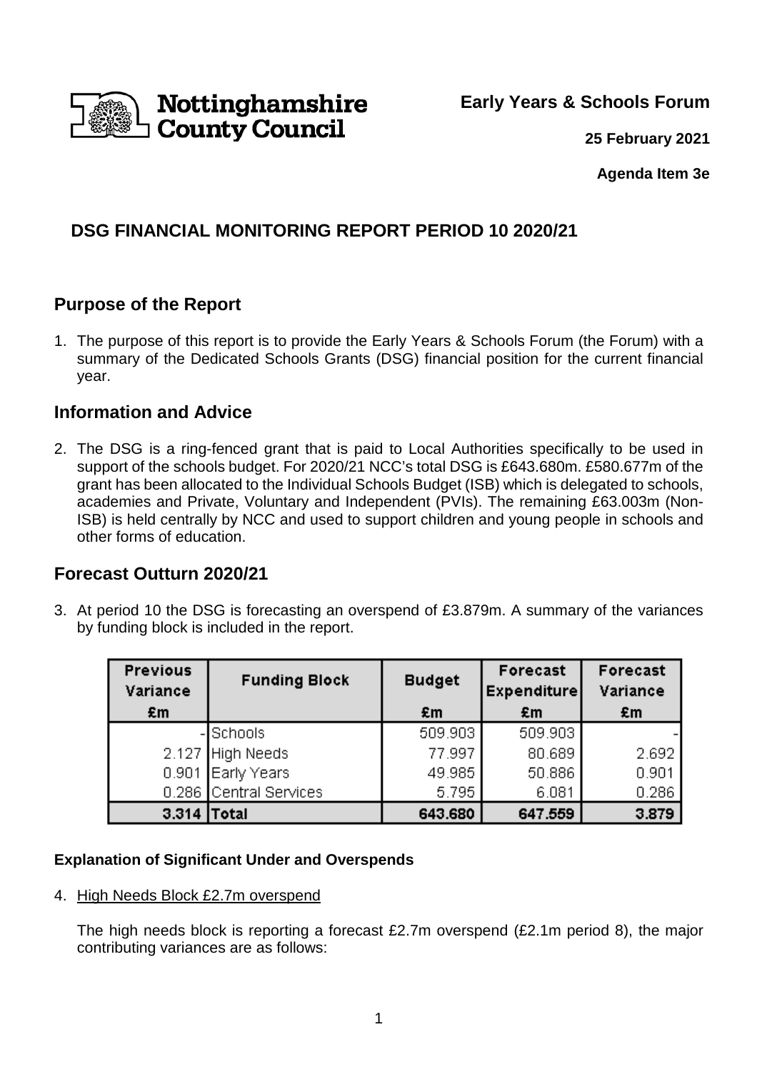Nottinghamshire County Council

**Early Years & Schools Forum**

**25 February 2021**

**Agenda Item 3e**

# DSG FINANCIAL MONITORING REPORT PERIOD 10 2020/21

## Purpose of the Report

1. The purpose of this report is to provide the Early Years & Schools Forum (the Forum) with a summary of the Dedicated Schools Grants (DSG) financial position for the current financial year.

## Information and Advice

2. The DSG is a ring-fenced grant that is paid to Local Authorities specifically to be used in support of the schools budget. For 2020/21 NCC's total DSG is £643.680m. £580.677m of the grant has been allocated to the Individual Schools Budget (ISB) which is delegated to schools, academies and Private, Voluntary and Independent (PVIs). The remaining £63.003m (Non-ISB) is held centrally by NCC and used to support children and young people in schools and other forms of education.

## Forecast Outturn 2020/21

3. At period 10 the DSG is forecasting an overspend of £3.879m. A summary of the variances by funding block is included in the report.

| Previous Variance £m | Funding Block | Budget £m | Forecast Expenditure £m | Forecast Variance £m |
|---|---|---|---|---|
| - | Schools | 509.903 | 509.903 | - |
| 2.127 | High Needs | 77.997 | 80.689 | 2.692 |
| 0.901 | Early Years | 49.985 | 50.886 | 0.901 |
| 0.286 | Central Services | 5.795 | 6.081 | 0.286 |
| **3.314** | **Total** | **643.680** | **647.559** | **3.879** |

**Explanation of Significant Under and Overspends**

4. High Needs Block £2.7m overspend

   The high needs block is reporting a forecast £2.7m overspend (£2.1m period 8), the major contributing variances are as follows: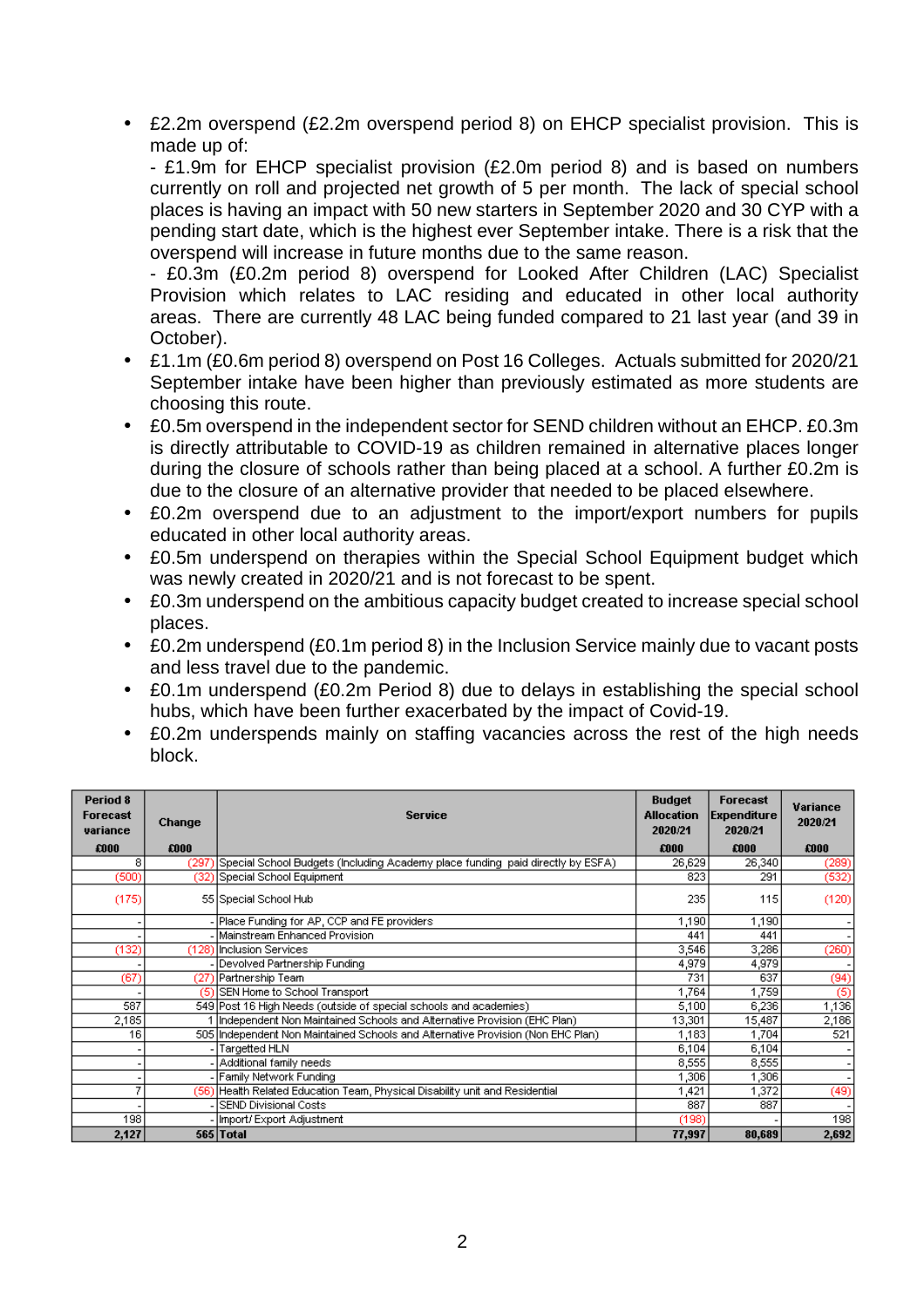- £2.2m overspend (£2.2m overspend period 8) on EHCP specialist provision. This is made up of:
  - £1.9m for EHCP specialist provision (£2.0m period 8) and is based on numbers currently on roll and projected net growth of 5 per month. The lack of special school places is having an impact with 50 new starters in September 2020 and 30 CYP with a pending start date, which is the highest ever September intake. There is a risk that the overspend will increase in future months due to the same reason.
  - £0.3m (£0.2m period 8) overspend for Looked After Children (LAC) Specialist Provision which relates to LAC residing and educated in other local authority areas. There are currently 48 LAC being funded compared to 21 last year (and 39 in October).
- £1.1m (£0.6m period 8) overspend on Post 16 Colleges. Actuals submitted for 2020/21 September intake have been higher than previously estimated as more students are choosing this route.
- £0.5m overspend in the independent sector for SEND children without an EHCP. £0.3m is directly attributable to COVID-19 as children remained in alternative places longer during the closure of schools rather than being placed at a school. A further £0.2m is due to the closure of an alternative provider that needed to be placed elsewhere.
- £0.2m overspend due to an adjustment to the import/export numbers for pupils educated in other local authority areas.
- £0.5m underspend on therapies within the Special School Equipment budget which was newly created in 2020/21 and is not forecast to be spent.
- £0.3m underspend on the ambitious capacity budget created to increase special school places.
- £0.2m underspend (£0.1m period 8) in the Inclusion Service mainly due to vacant posts and less travel due to the pandemic.
- £0.1m underspend (£0.2m Period 8) due to delays in establishing the special school hubs, which have been further exacerbated by the impact of Covid-19.
- £0.2m underspends mainly on staffing vacancies across the rest of the high needs block.

| Period 8 Forecast variance £000 | Change £000 | Service | Budget Allocation 2020/21 £000 | Forecast Expenditure 2020/21 £000 | Variance 2020/21 £000 |
|---|---|---|---|---|---|
| 8 | (297) | Special School Budgets (Including Academy place funding paid directly by ESFA) | 26,629 | 26,340 | (289) |
| (500) | (32) | Special School Equipment | 823 | 291 | (532) |
| (175) | 55 | Special School Hub | 235 | 115 | (120) |
| - | - | Place Funding for AP, CCP and FE providers | 1,190 | 1,190 | - |
| - | - | Mainstream Enhanced Provision | 441 | 441 | - |
| (132) | (128) | Inclusion Services | 3,546 | 3,286 | (260) |
| - | - | Devolved Partnership Funding | 4,979 | 4,979 | - |
| (67) | (27) | Partnership Team | 731 | 637 | (94) |
| - | (5) | SEN Home to School Transport | 1,764 | 1,759 | (5) |
| 587 | 549 | Post 16 High Needs (outside of special schools and academies) | 5,100 | 6,236 | 1,136 |
| 2,185 | 1 | Independent Non Maintained Schools and Alternative Provision (EHC Plan) | 13,301 | 15,487 | 2,186 |
| 16 | 505 | Independent Non Maintained Schools and Alternative Provision (Non EHC Plan) | 1,183 | 1,704 | 521 |
| - | - | Targetted HLN | 6,104 | 6,104 | - |
| - | - | Additional family needs | 8,555 | 8,555 | - |
| - | - | Family Network Funding | 1,306 | 1,306 | - |
| 7 | (56) | Health Related Education Team, Physical Disability unit and Residential | 1,421 | 1,372 | (49) |
| - | - | SEND Divisional Costs | 887 | 887 | - |
| 198 | - | Import/ Export Adjustment | (198) | - | 198 |
| **2,127** | **565** | **Total** | **77,997** | **80,689** | **2,692** |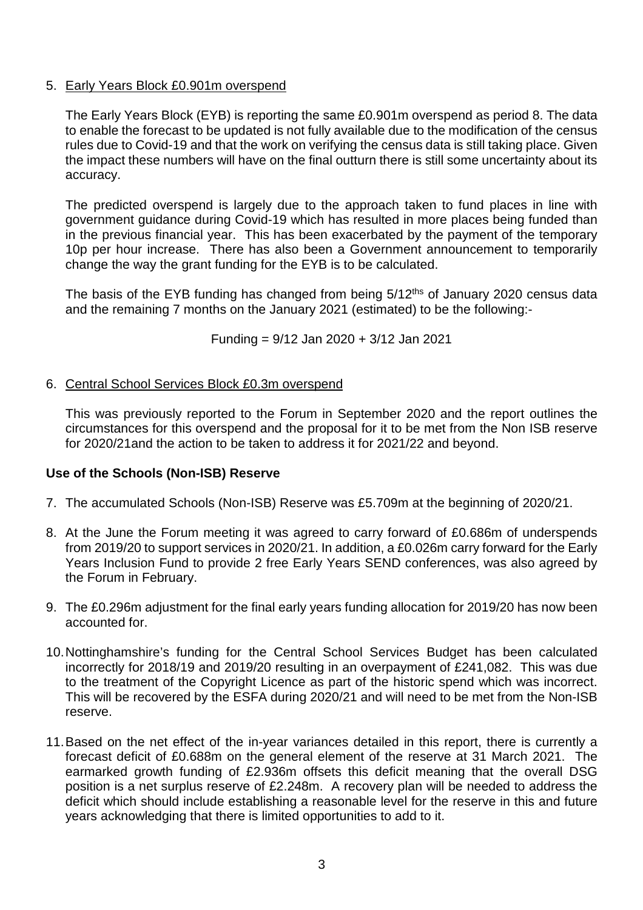5. Early Years Block £0.901m overspend

   The Early Years Block (EYB) is reporting the same £0.901m overspend as period 8. The data to enable the forecast to be updated is not fully available due to the modification of the census rules due to Covid-19 and that the work on verifying the census data is still taking place. Given the impact these numbers will have on the final outturn there is still some uncertainty about its accuracy.

   The predicted overspend is largely due to the approach taken to fund places in line with government guidance during Covid-19 which has resulted in more places being funded than in the previous financial year. This has been exacerbated by the payment of the temporary 10p per hour increase. There has also been a Government announcement to temporarily change the way the grant funding for the EYB is to be calculated.

   The basis of the EYB funding has changed from being 5/12ths of January 2020 census data and the remaining 7 months on the January 2021 (estimated) to be the following:-

   Funding = 9/12 Jan 2020 + 3/12 Jan 2021

6. Central School Services Block £0.3m overspend

   This was previously reported to the Forum in September 2020 and the report outlines the circumstances for this overspend and the proposal for it to be met from the Non ISB reserve for 2020/21and the action to be taken to address it for 2021/22 and beyond.

**Use of the Schools (Non-ISB) Reserve**

7. The accumulated Schools (Non-ISB) Reserve was £5.709m at the beginning of 2020/21.

8. At the June the Forum meeting it was agreed to carry forward of £0.686m of underspends from 2019/20 to support services in 2020/21. In addition, a £0.026m carry forward for the Early Years Inclusion Fund to provide 2 free Early Years SEND conferences, was also agreed by the Forum in February.

9. The £0.296m adjustment for the final early years funding allocation for 2019/20 has now been accounted for.

10. Nottinghamshire's funding for the Central School Services Budget has been calculated incorrectly for 2018/19 and 2019/20 resulting in an overpayment of £241,082. This was due to the treatment of the Copyright Licence as part of the historic spend which was incorrect. This will be recovered by the ESFA during 2020/21 and will need to be met from the Non-ISB reserve.

11. Based on the net effect of the in-year variances detailed in this report, there is currently a forecast deficit of £0.688m on the general element of the reserve at 31 March 2021. The earmarked growth funding of £2.936m offsets this deficit meaning that the overall DSG position is a net surplus reserve of £2.248m. A recovery plan will be needed to address the deficit which should include establishing a reasonable level for the reserve in this and future years acknowledging that there is limited opportunities to add to it.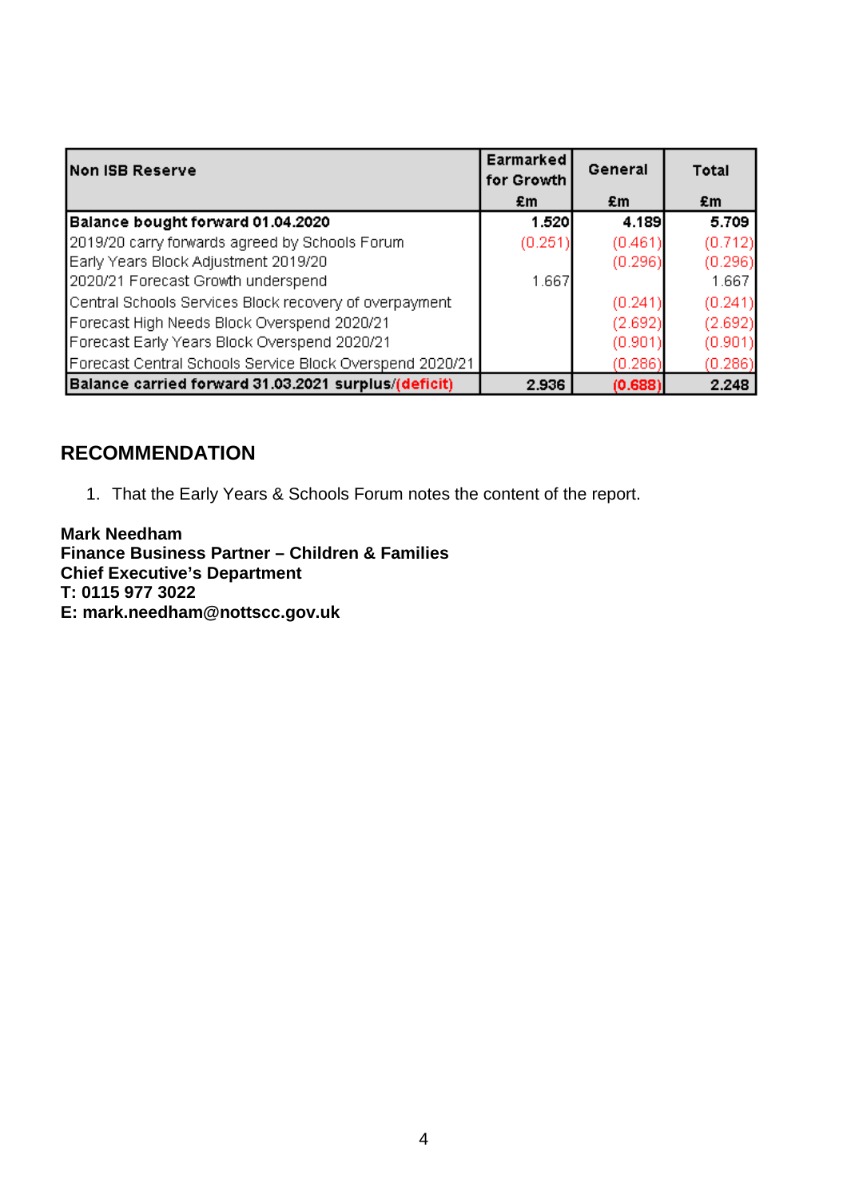| Non ISB Reserve | Earmarked for Growth £m | General £m | Total £m |
|---|---|---|---|
| **Balance bought forward 01.04.2020** | **1.520** | **4.189** | **5.709** |
| 2019/20 carry forwards agreed by Schools Forum | (0.251) | (0.461) | (0.712) |
| Early Years Block Adjustment 2019/20 | | (0.296) | (0.296) |
| 2020/21 Forecast Growth underspend | 1.667 | | 1.667 |
| Central Schools Services Block recovery of overpayment | | (0.241) | (0.241) |
| Forecast High Needs Block Overspend 2020/21 | | (2.692) | (2.692) |
| Forecast Early Years Block Overspend 2020/21 | | (0.901) | (0.901) |
| Forecast Central Schools Service Block Overspend 2020/21 | | (0.286) | (0.286) |
| **Balance carried forward 31.03.2021 surplus/(deficit)** | **2.936** | **(0.688)** | **2.248** |

## RECOMMENDATION

1. That the Early Years & Schools Forum notes the content of the report.

**Mark Needham**
**Finance Business Partner – Children & Families**
**Chief Executive's Department**
**T: 0115 977 3022**
**E: mark.needham@nottscc.gov.uk**